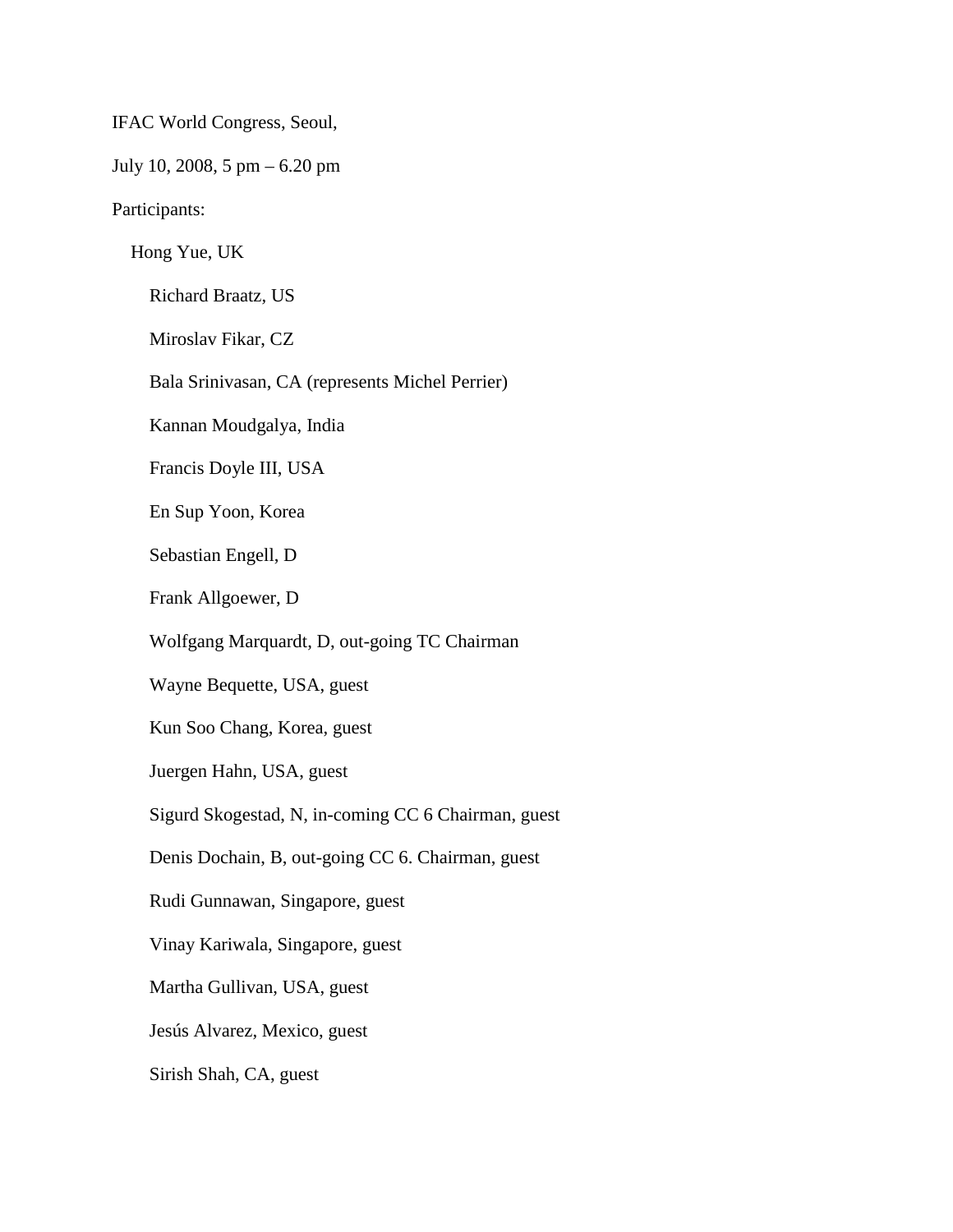IFAC World Congress, Seoul,

July 10, 2008, 5 pm – 6.20 pm

Participants:

- Hong Yue, UK
  - Richard Braatz, US
  - Miroslav Fikar, CZ
  - Bala Srinivasan, CA (represents Michel Perrier)
  - Kannan Moudgalya, India
  - Francis Doyle III, USA
  - En Sup Yoon, Korea
  - Sebastian Engell, D
  - Frank Allgoewer, D
  - Wolfgang Marquardt, D, out-going TC Chairman
  - Wayne Bequette, USA, guest
  - Kun Soo Chang, Korea, guest
  - Juergen Hahn, USA, guest
  - Sigurd Skogestad, N, in-coming CC 6 Chairman, guest
  - Denis Dochain, B, out-going CC 6. Chairman, guest
  - Rudi Gunnawan, Singapore, guest
  - Vinay Kariwala, Singapore, guest
  - Martha Gullivan, USA, guest
  - Jesús Alvarez, Mexico, guest
  - Sirish Shah, CA, guest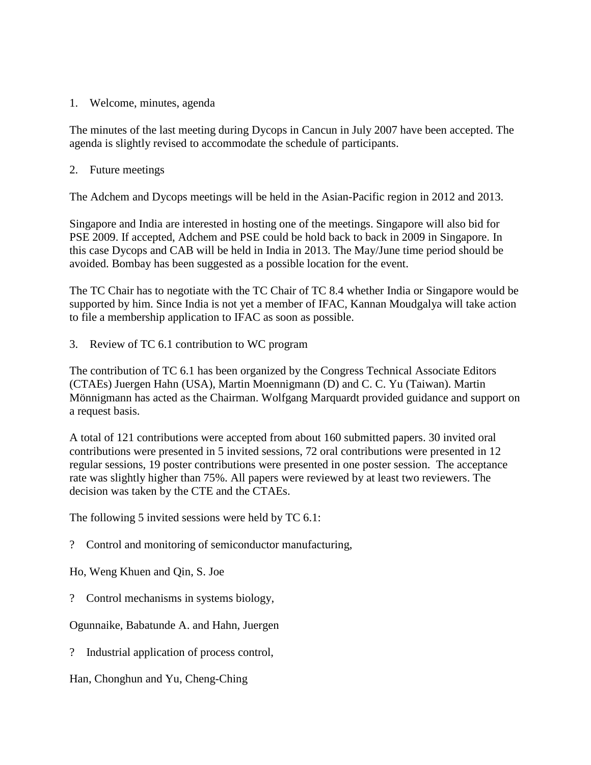1. Welcome, minutes, agenda

The minutes of the last meeting during Dycops in Cancun in July 2007 have been accepted. The agenda is slightly revised to accommodate the schedule of participants.

2. Future meetings

The Adchem and Dycops meetings will be held in the Asian-Pacific region in 2012 and 2013.

Singapore and India are interested in hosting one of the meetings. Singapore will also bid for PSE 2009. If accepted, Adchem and PSE could be hold back to back in 2009 in Singapore. In this case Dycops and CAB will be held in India in 2013. The May/June time period should be avoided. Bombay has been suggested as a possible location for the event.

The TC Chair has to negotiate with the TC Chair of TC 8.4 whether India or Singapore would be supported by him. Since India is not yet a member of IFAC, Kannan Moudgalya will take action to file a membership application to IFAC as soon as possible.

3. Review of TC 6.1 contribution to WC program

The contribution of TC 6.1 has been organized by the Congress Technical Associate Editors (CTAEs) Juergen Hahn (USA), Martin Moennigmann (D) and C. C. Yu (Taiwan). Martin Mönnigmann has acted as the Chairman. Wolfgang Marquardt provided guidance and support on a request basis.

A total of 121 contributions were accepted from about 160 submitted papers. 30 invited oral contributions were presented in 5 invited sessions, 72 oral contributions were presented in 12 regular sessions, 19 poster contributions were presented in one poster session. The acceptance rate was slightly higher than 75%. All papers were reviewed by at least two reviewers. The decision was taken by the CTE and the CTAEs.

The following 5 invited sessions were held by TC 6.1:

? Control and monitoring of semiconductor manufacturing,

Ho, Weng Khuen and Qin, S. Joe

? Control mechanisms in systems biology,

Ogunnaike, Babatunde A. and Hahn, Juergen

? Industrial application of process control,

Han, Chonghun and Yu, Cheng-Ching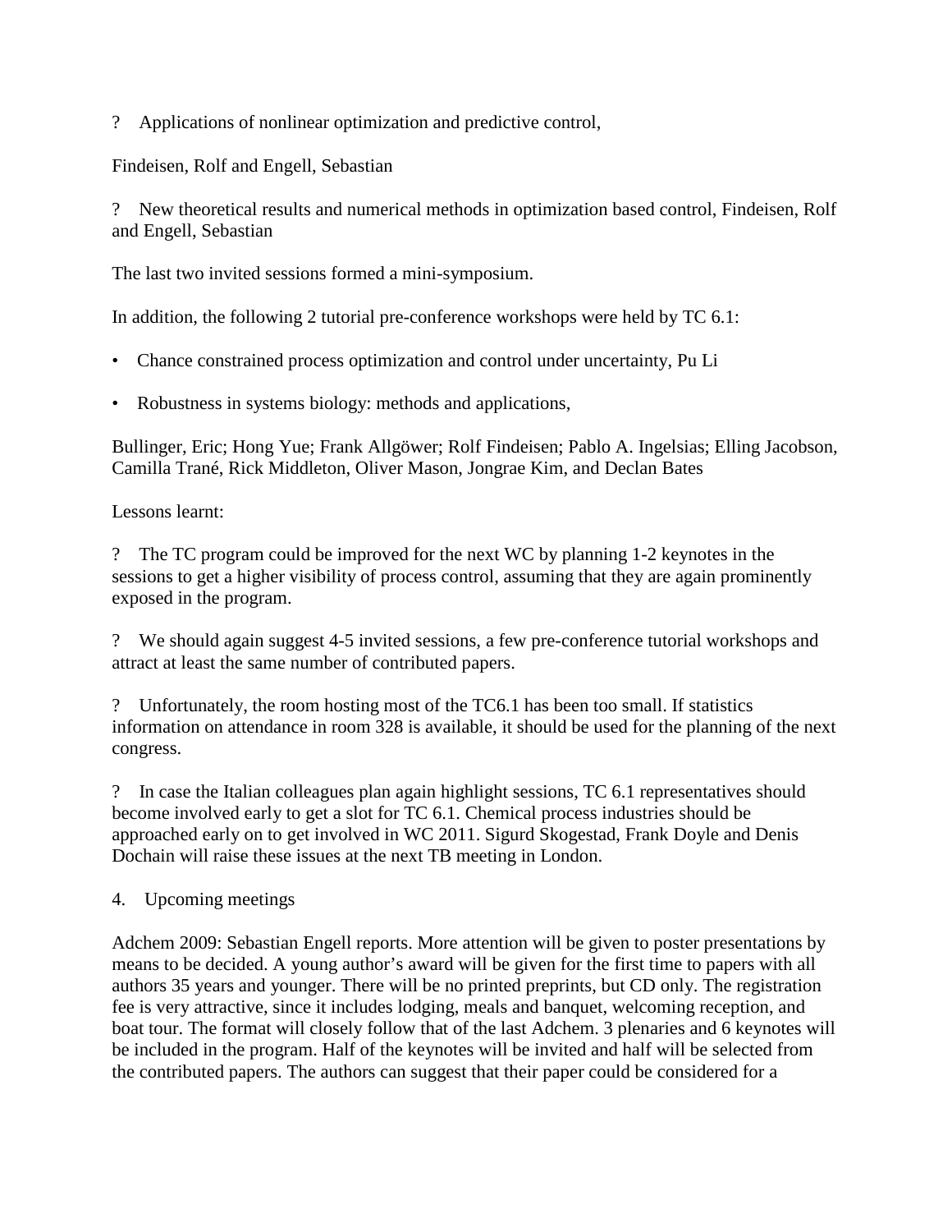? Applications of nonlinear optimization and predictive control,

Findeisen, Rolf and Engell, Sebastian

? New theoretical results and numerical methods in optimization based control, Findeisen, Rolf and Engell, Sebastian

The last two invited sessions formed a mini-symposium.

In addition, the following 2 tutorial pre-conference workshops were held by TC 6.1:

- Chance constrained process optimization and control under uncertainty, Pu Li
- Robustness in systems biology: methods and applications,

Bullinger, Eric; Hong Yue; Frank Allgöwer; Rolf Findeisen; Pablo A. Ingelsias; Elling Jacobson, Camilla Trané, Rick Middleton, Oliver Mason, Jongrae Kim, and Declan Bates

Lessons learnt:

? The TC program could be improved for the next WC by planning 1-2 keynotes in the sessions to get a higher visibility of process control, assuming that they are again prominently exposed in the program.

? We should again suggest 4-5 invited sessions, a few pre-conference tutorial workshops and attract at least the same number of contributed papers.

? Unfortunately, the room hosting most of the TC6.1 has been too small. If statistics information on attendance in room 328 is available, it should be used for the planning of the next congress.

? In case the Italian colleagues plan again highlight sessions, TC 6.1 representatives should become involved early to get a slot for TC 6.1. Chemical process industries should be approached early on to get involved in WC 2011. Sigurd Skogestad, Frank Doyle and Denis Dochain will raise these issues at the next TB meeting in London.

4. Upcoming meetings

Adchem 2009: Sebastian Engell reports. More attention will be given to poster presentations by means to be decided. A young author's award will be given for the first time to papers with all authors 35 years and younger. There will be no printed preprints, but CD only. The registration fee is very attractive, since it includes lodging, meals and banquet, welcoming reception, and boat tour. The format will closely follow that of the last Adchem. 3 plenaries and 6 keynotes will be included in the program. Half of the keynotes will be invited and half will be selected from the contributed papers. The authors can suggest that their paper could be considered for a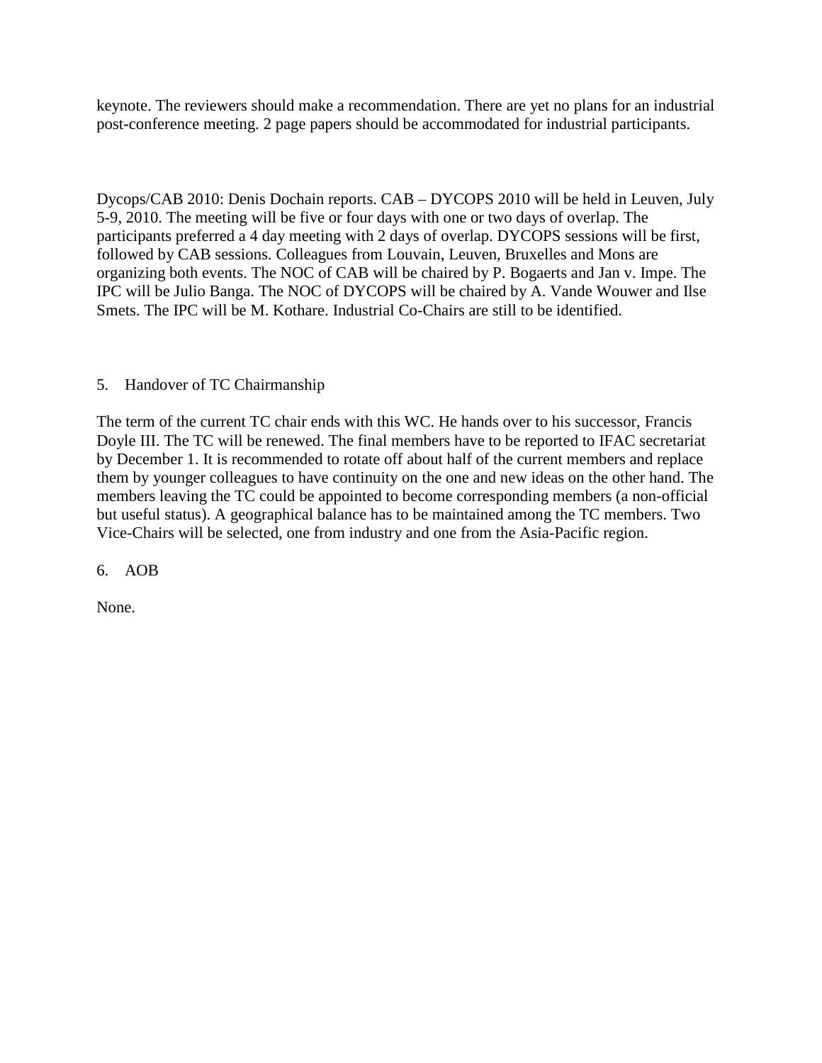keynote. The reviewers should make a recommendation. There are yet no plans for an industrial post-conference meeting. 2 page papers should be accommodated for industrial participants.

Dycops/CAB 2010: Denis Dochain reports. CAB – DYCOPS 2010 will be held in Leuven, July 5-9, 2010. The meeting will be five or four days with one or two days of overlap. The participants preferred a 4 day meeting with 2 days of overlap. DYCOPS sessions will be first, followed by CAB sessions. Colleagues from Louvain, Leuven, Bruxelles and Mons are organizing both events. The NOC of CAB will be chaired by P. Bogaerts and Jan v. Impe. The IPC will be Julio Banga. The NOC of DYCOPS will be chaired by A. Vande Wouwer and Ilse Smets. The IPC will be M. Kothare. Industrial Co-Chairs are still to be identified.

5. Handover of TC Chairmanship

The term of the current TC chair ends with this WC. He hands over to his successor, Francis Doyle III. The TC will be renewed. The final members have to be reported to IFAC secretariat by December 1. It is recommended to rotate off about half of the current members and replace them by younger colleagues to have continuity on the one and new ideas on the other hand. The members leaving the TC could be appointed to become corresponding members (a non-official but useful status). A geographical balance has to be maintained among the TC members. Two Vice-Chairs will be selected, one from industry and one from the Asia-Pacific region.

6. AOB

None.